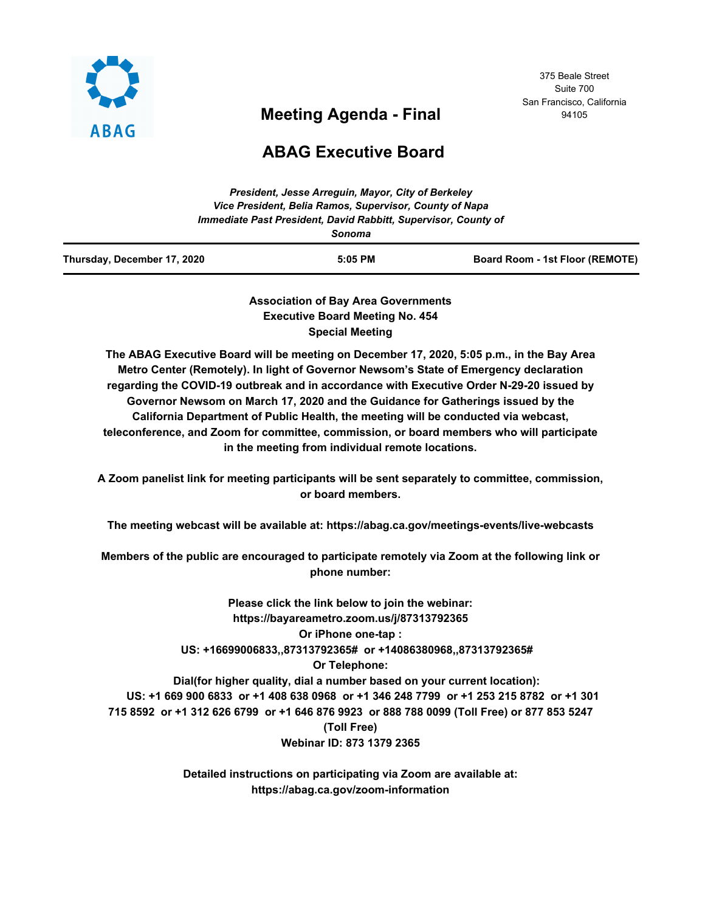ABAG

375 Beale Street
Suite 700
San Francisco, California
94105

# Meeting Agenda - Final

# ABAG Executive Board

*President, Jesse Arreguin, Mayor, City of Berkeley*
*Vice President, Belia Ramos, Supervisor, County of Napa*
*Immediate Past President, David Rabbitt, Supervisor, County of Sonoma*

**Thursday, December 17, 2020** | **5:05 PM** | **Board Room - 1st Floor (REMOTE)**

**Association of Bay Area Governments**
**Executive Board Meeting No. 454**
**Special Meeting**

**The ABAG Executive Board will be meeting on December 17, 2020, 5:05 p.m., in the Bay Area Metro Center (Remotely). In light of Governor Newsom's State of Emergency declaration regarding the COVID-19 outbreak and in accordance with Executive Order N-29-20 issued by Governor Newsom on March 17, 2020 and the Guidance for Gatherings issued by the California Department of Public Health, the meeting will be conducted via webcast, teleconference, and Zoom for committee, commission, or board members who will participate in the meeting from individual remote locations.**

**A Zoom panelist link for meeting participants will be sent separately to committee, commission, or board members.**

**The meeting webcast will be available at: https://abag.ca.gov/meetings-events/live-webcasts**

**Members of the public are encouraged to participate remotely via Zoom at the following link or phone number:**

**Please click the link below to join the webinar:**
**https://bayareametro.zoom.us/j/87313792365**
**Or iPhone one-tap :**
**US: +16699006833,,87313792365# or +14086380968,,87313792365#**
**Or Telephone:**
**Dial(for higher quality, dial a number based on your current location):**
**US: +1 669 900 6833 or +1 408 638 0968 or +1 346 248 7799 or +1 253 215 8782 or +1 301 715 8592 or +1 312 626 6799 or +1 646 876 9923 or 888 788 0099 (Toll Free) or 877 853 5247 (Toll Free)**
**Webinar ID: 873 1379 2365**

**Detailed instructions on participating via Zoom are available at:**
**https://abag.ca.gov/zoom-information**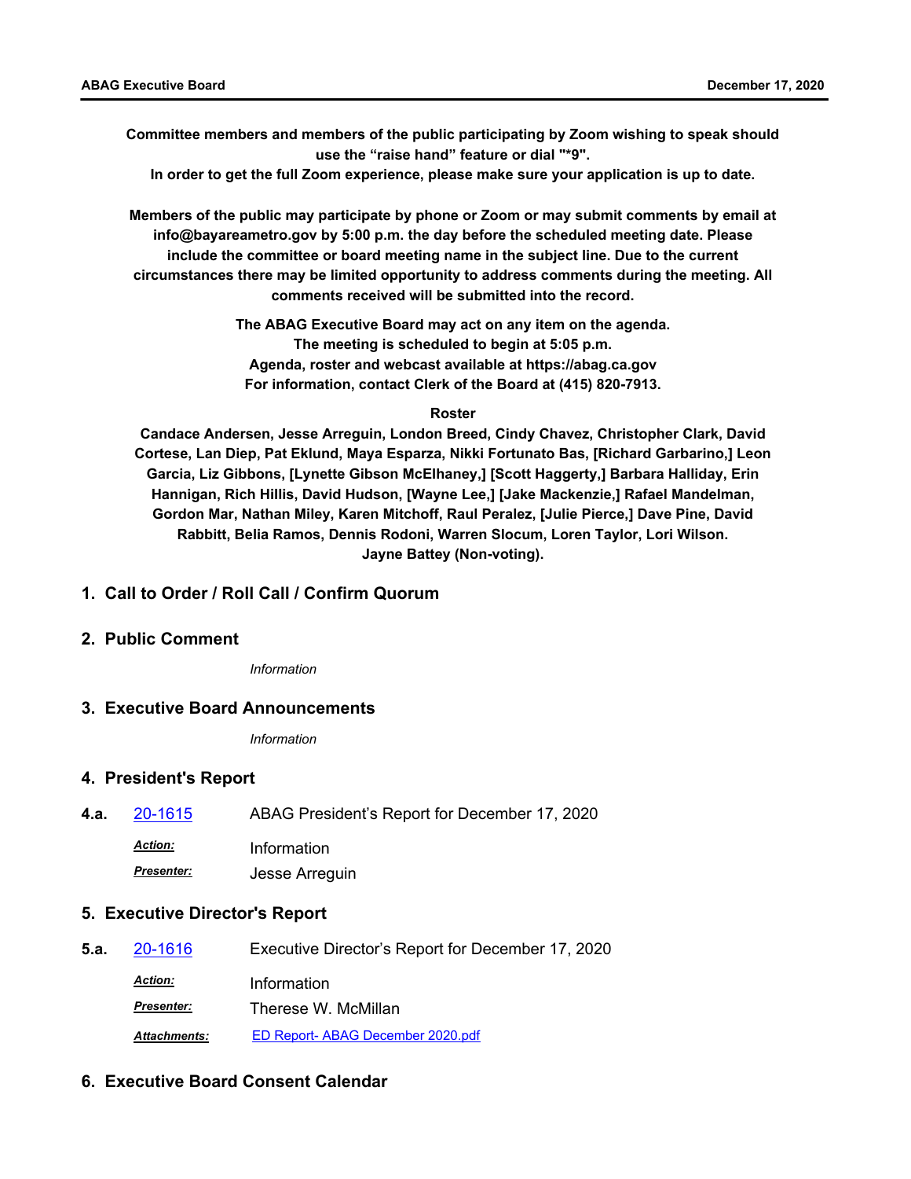**Committee members and members of the public participating by Zoom wishing to speak should use the “raise hand” feature or dial "*9".**

**In order to get the full Zoom experience, please make sure your application is up to date.**

**Members of the public may participate by phone or Zoom or may submit comments by email at info@bayareametro.gov by 5:00 p.m. the day before the scheduled meeting date. Please include the committee or board meeting name in the subject line. Due to the current circumstances there may be limited opportunity to address comments during the meeting. All comments received will be submitted into the record.**

**The ABAG Executive Board may act on any item on the agenda.**
**The meeting is scheduled to begin at 5:05 p.m.**
**Agenda, roster and webcast available at https://abag.ca.gov**
**For information, contact Clerk of the Board at (415) 820-7913.**

**Roster**

**Candace Andersen, Jesse Arreguin, London Breed, Cindy Chavez, Christopher Clark, David Cortese, Lan Diep, Pat Eklund, Maya Esparza, Nikki Fortunato Bas, [Richard Garbarino,] Leon Garcia, Liz Gibbons, [Lynette Gibson McElhaney,] [Scott Haggerty,] Barbara Halliday, Erin Hannigan, Rich Hillis, David Hudson, [Wayne Lee,] [Jake Mackenzie,] Rafael Mandelman, Gordon Mar, Nathan Miley, Karen Mitchoff, Raul Peralez, [Julie Pierce,] Dave Pine, David Rabbitt, Belia Ramos, Dennis Rodoni, Warren Slocum, Loren Taylor, Lori Wilson. Jayne Battey (Non-voting).**

## 1. Call to Order / Roll Call / Confirm Quorum

## 2. Public Comment

*Information*

## 3. Executive Board Announcements

*Information*

## 4. President's Report

**4.a.** 20-1615 ABAG President’s Report for December 17, 2020

***Action:*** Information

***Presenter:*** Jesse Arreguin

## 5. Executive Director's Report

**5.a.** 20-1616 Executive Director’s Report for December 17, 2020

***Action:*** Information

***Presenter:*** Therese W. McMillan

***Attachments:*** ED Report- ABAG December 2020.pdf

## 6. Executive Board Consent Calendar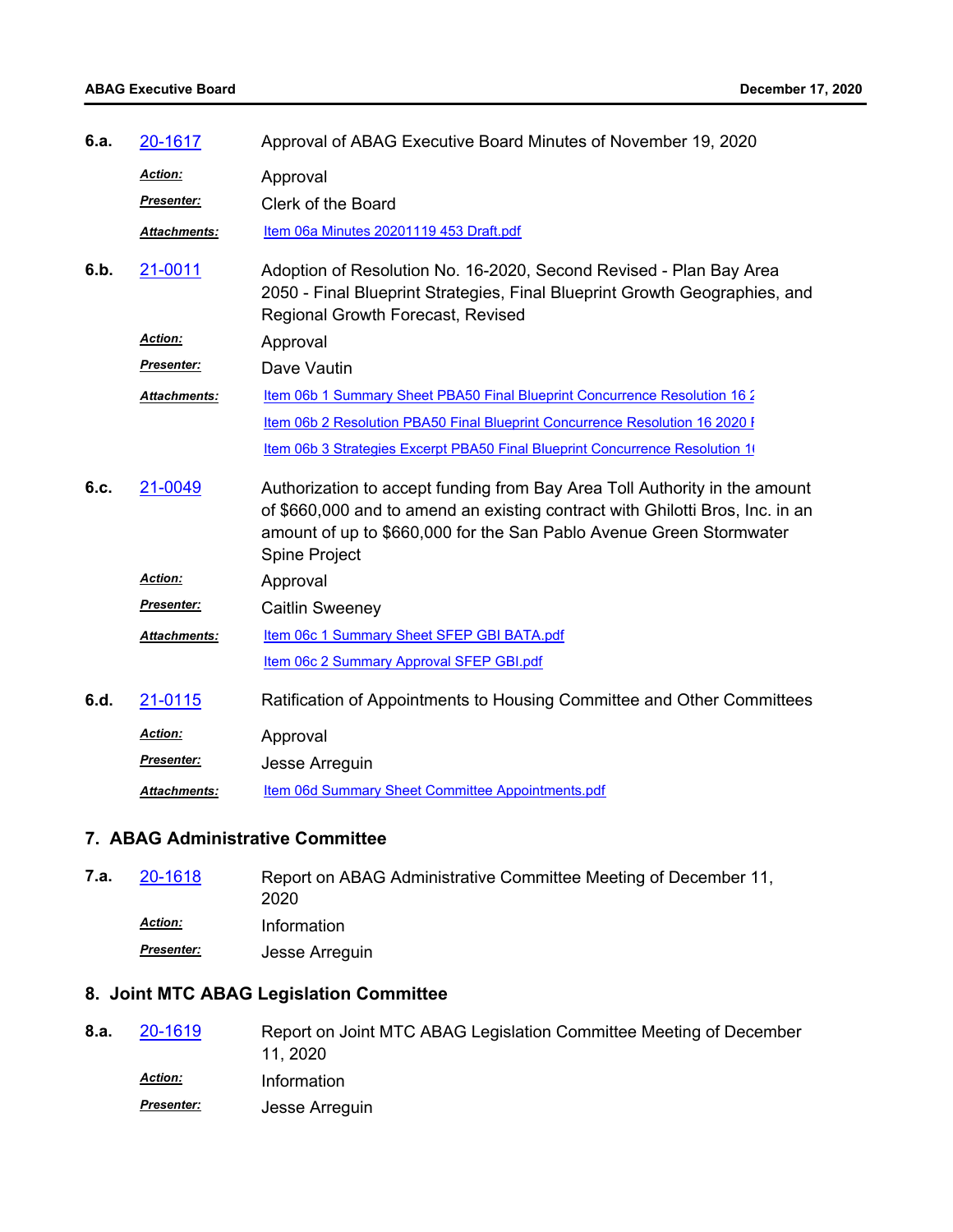**6.a.** 20-1617 Approval of ABAG Executive Board Minutes of November 19, 2020

***Action:*** Approval

***Presenter:*** Clerk of the Board

***Attachments:*** Item 06a Minutes 20201119 453 Draft.pdf

**6.b.** 21-0011 Adoption of Resolution No. 16-2020, Second Revised - Plan Bay Area 2050 - Final Blueprint Strategies, Final Blueprint Growth Geographies, and Regional Growth Forecast, Revised

***Action:*** Approval

***Presenter:*** Dave Vautin

***Attachments:*** Item 06b 1 Summary Sheet PBA50 Final Blueprint Concurrence Resolution 16 2

Item 06b 2 Resolution PBA50 Final Blueprint Concurrence Resolution 16 2020 F

Item 06b 3 Strategies Excerpt PBA50 Final Blueprint Concurrence Resolution 1(

**6.c.** 21-0049 Authorization to accept funding from Bay Area Toll Authority in the amount of $660,000 and to amend an existing contract with Ghilotti Bros, Inc. in an amount of up to $660,000 for the San Pablo Avenue Green Stormwater Spine Project

***Action:*** Approval

***Presenter:*** Caitlin Sweeney

***Attachments:*** Item 06c 1 Summary Sheet SFEP GBI BATA.pdf

Item 06c 2 Summary Approval SFEP GBI.pdf

**6.d.** 21-0115 Ratification of Appointments to Housing Committee and Other Committees

***Action:*** Approval

***Presenter:*** Jesse Arreguin

***Attachments:*** Item 06d Summary Sheet Committee Appointments.pdf

## 7. ABAG Administrative Committee

**7.a.** 20-1618 Report on ABAG Administrative Committee Meeting of December 11, 2020

***Action:*** Information

***Presenter:*** Jesse Arreguin

## 8. Joint MTC ABAG Legislation Committee

**8.a.** 20-1619 Report on Joint MTC ABAG Legislation Committee Meeting of December 11, 2020

***Action:*** Information

***Presenter:*** Jesse Arreguin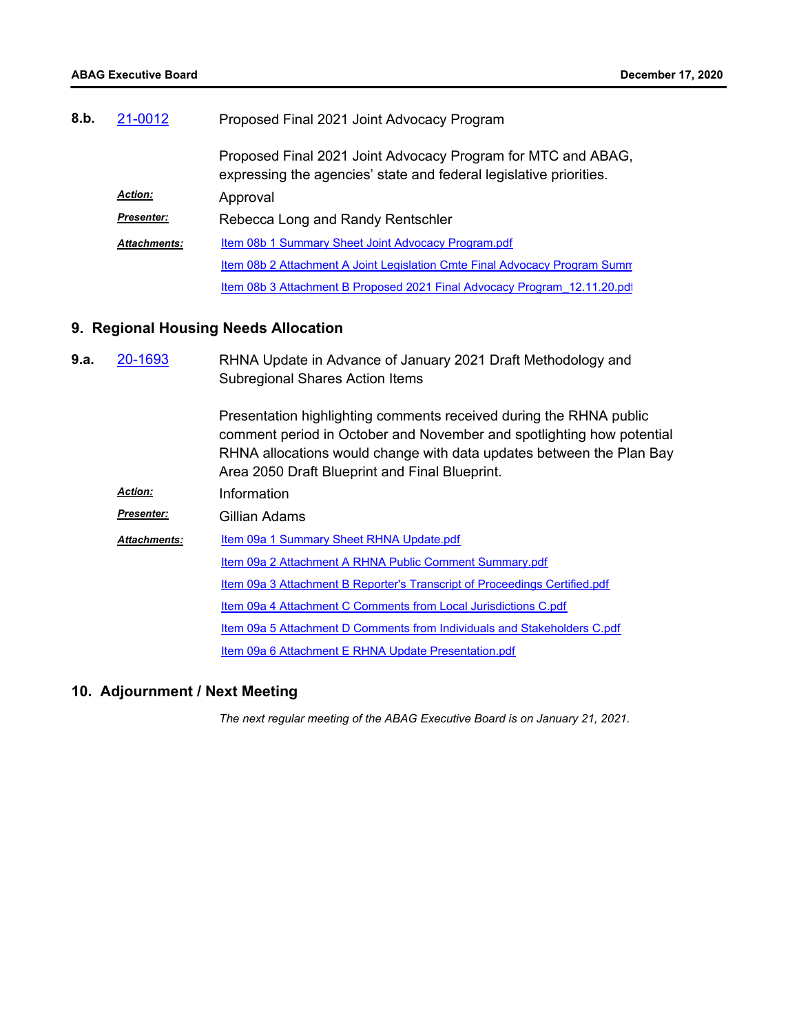**8.b.** [21-0012](21-0012) Proposed Final 2021 Joint Advocacy Program

Proposed Final 2021 Joint Advocacy Program for MTC and ABAG, expressing the agencies' state and federal legislative priorities.

***Action:*** Approval

***Presenter:*** Rebecca Long and Randy Rentschler

***Attachments:*** Item 08b 1 Summary Sheet Joint Advocacy Program.pdf

Item 08b 2 Attachment A Joint Legislation Cmte Final Advocacy Program Summ

Item 08b 3 Attachment B Proposed 2021 Final Advocacy Program_12.11.20.pdf

## 9. Regional Housing Needs Allocation

**9.a.** [20-1693](20-1693) RHNA Update in Advance of January 2021 Draft Methodology and Subregional Shares Action Items

Presentation highlighting comments received during the RHNA public comment period in October and November and spotlighting how potential RHNA allocations would change with data updates between the Plan Bay Area 2050 Draft Blueprint and Final Blueprint.

***Action:*** Information

***Presenter:*** Gillian Adams

***Attachments:*** Item 09a 1 Summary Sheet RHNA Update.pdf

Item 09a 2 Attachment A RHNA Public Comment Summary.pdf

Item 09a 3 Attachment B Reporter's Transcript of Proceedings Certified.pdf

Item 09a 4 Attachment C Comments from Local Jurisdictions C.pdf

Item 09a 5 Attachment D Comments from Individuals and Stakeholders C.pdf

Item 09a 6 Attachment E RHNA Update Presentation.pdf

## 10. Adjournment / Next Meeting

*The next regular meeting of the ABAG Executive Board is on January 21, 2021.*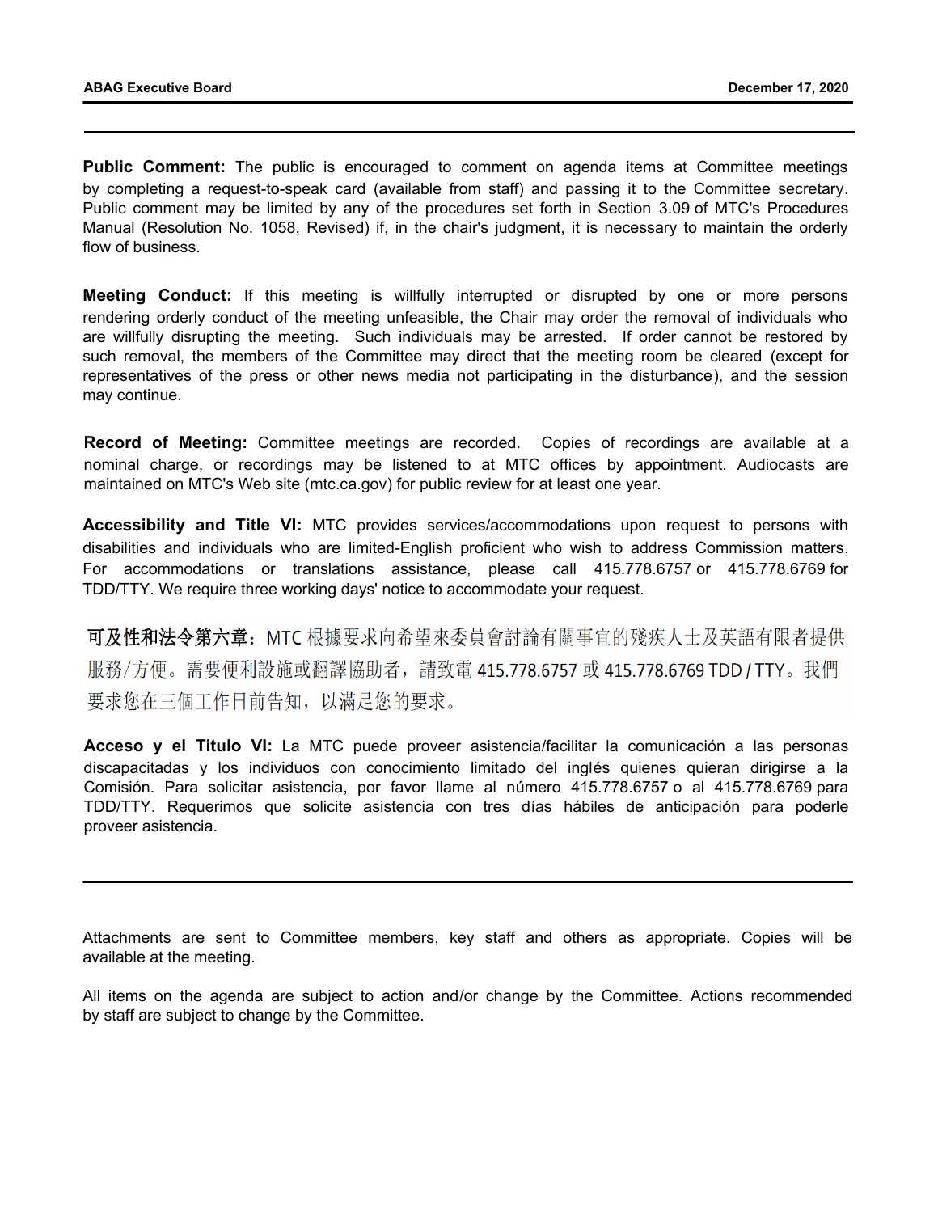**Public Comment:** The public is encouraged to comment on agenda items at Committee meetings by completing a request-to-speak card (available from staff) and passing it to the Committee secretary. Public comment may be limited by any of the procedures set forth in Section 3.09 of MTC's Procedures Manual (Resolution No. 1058, Revised) if, in the chair's judgment, it is necessary to maintain the orderly flow of business.

**Meeting Conduct:** If this meeting is willfully interrupted or disrupted by one or more persons rendering orderly conduct of the meeting unfeasible, the Chair may order the removal of individuals who are willfully disrupting the meeting. Such individuals may be arrested. If order cannot be restored by such removal, the members of the Committee may direct that the meeting room be cleared (except for representatives of the press or other news media not participating in the disturbance), and the session may continue.

**Record of Meeting:** Committee meetings are recorded. Copies of recordings are available at a nominal charge, or recordings may be listened to at MTC offices by appointment. Audiocasts are maintained on MTC's Web site (mtc.ca.gov) for public review for at least one year.

**Accessibility and Title VI:** MTC provides services/accommodations upon request to persons with disabilities and individuals who are limited-English proficient who wish to address Commission matters. For accommodations or translations assistance, please call 415.778.6757 or 415.778.6769 for TDD/TTY. We require three working days' notice to accommodate your request.

**可及性和法令第六章**：MTC 根據要求向希望來委員會討論有關事宜的殘疾人士及英語有限者提供服務/方便。需要便利設施或翻譯協助者，請致電 415.778.6757 或 415.778.6769 TDD / TTY。我們要求您在三個工作日前告知，以滿足您的要求。

**Acceso y el Titulo VI:** La MTC puede proveer asistencia/facilitar la comunicación a las personas discapacitadas y los individuos con conocimiento limitado del inglés quienes quieran dirigirse a la Comisión. Para solicitar asistencia, por favor llame al número 415.778.6757 o al 415.778.6769 para TDD/TTY. Requerimos que solicite asistencia con tres días hábiles de anticipación para poderle proveer asistencia.

---

Attachments are sent to Committee members, key staff and others as appropriate. Copies will be available at the meeting.

All items on the agenda are subject to action and/or change by the Committee. Actions recommended by staff are subject to change by the Committee.